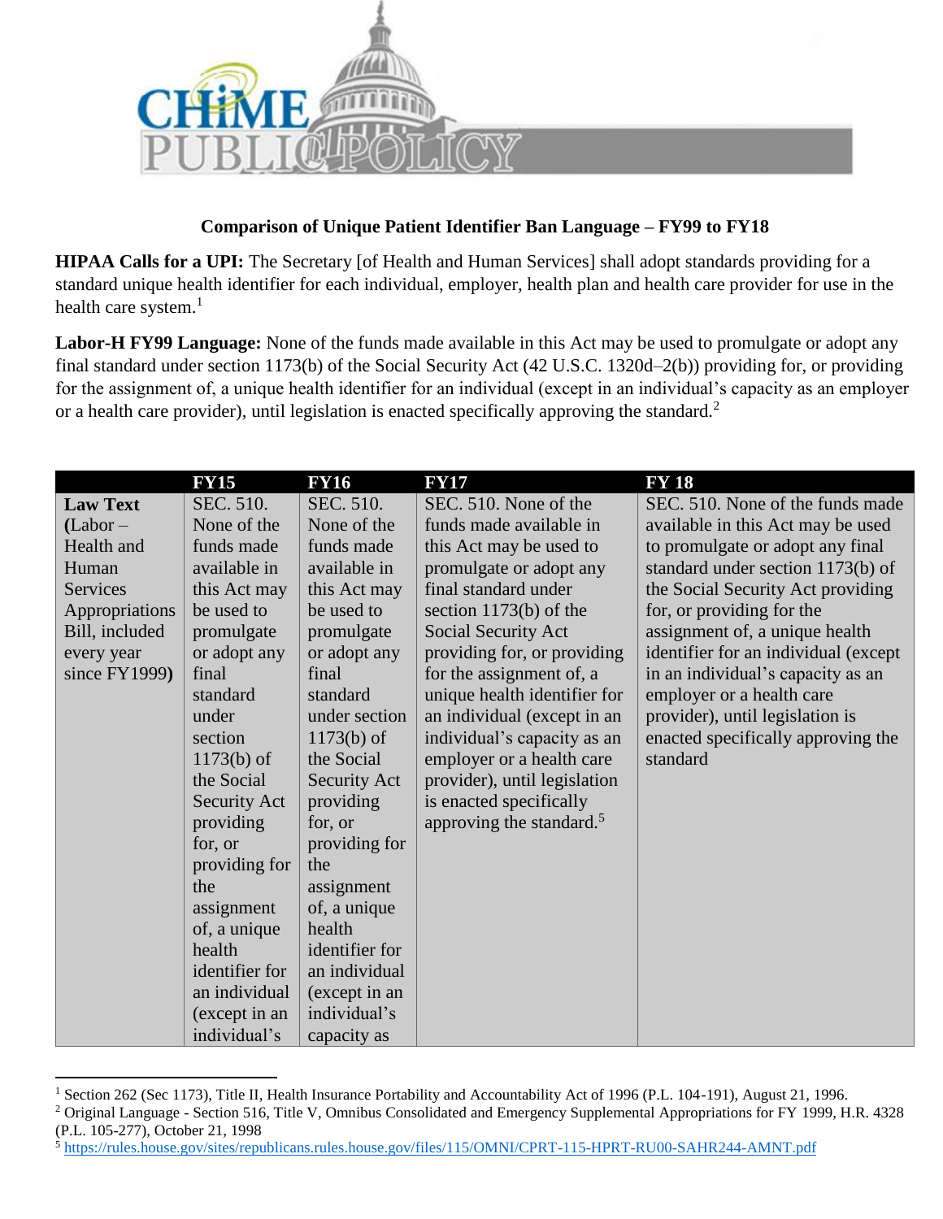**Comparison of Unique Patient Identifier Ban Language – FY99 to FY18**

**HIPAA Calls for a UPI:** The Secretary [of Health and Human Services] shall adopt standards providing for a standard unique health identifier for each individual, employer, health plan and health care provider for use in the health care system.[1]

**Labor-H FY99 Language:** None of the funds made available in this Act may be used to promulgate or adopt any final standard under section 1173(b) of the Social Security Act (42 U.S.C. 1320d–2(b)) providing for, or providing for the assignment of, a unique health identifier for an individual (except in an individual's capacity as an employer or a health care provider), until legislation is enacted specifically approving the standard.[2]

| | FY15 | FY16 | FY17 | FY 18 |
|---|---|---|---|---|
| **Law Text (**Labor – Health and Human Services Appropriations Bill, included every year since FY1999**)** | SEC. 510. None of the funds made available in this Act may be used to promulgate or adopt any final standard under section 1173(b) of the Social Security Act providing for, or providing for the assignment of, a unique health identifier for an individual (except in an individual's | SEC. 510. None of the funds made available in this Act may be used to promulgate or adopt any final standard under section 1173(b) of the Social Security Act providing for, or providing for the assignment of, a unique health identifier for an individual (except in an individual's capacity as | SEC. 510. None of the funds made available in this Act may be used to promulgate or adopt any final standard under section 1173(b) of the Social Security Act providing for, or providing for the assignment of, a unique health identifier for an individual (except in an individual's capacity as an employer or a health care provider), until legislation is enacted specifically approving the standard.[5] | SEC. 510. None of the funds made available in this Act may be used to promulgate or adopt any final standard under section 1173(b) of the Social Security Act providing for, or providing for the assignment of, a unique health identifier for an individual (except in an individual's capacity as an employer or a health care provider), until legislation is enacted specifically approving the standard |

[1] Section 262 (Sec 1173), Title II, Health Insurance Portability and Accountability Act of 1996 (P.L. 104-191), August 21, 1996.

[2] Original Language - Section 516, Title V, Omnibus Consolidated and Emergency Supplemental Appropriations for FY 1999, H.R. 4328 (P.L. 105-277), October 21, 1998

[5] https://rules.house.gov/sites/republicans.rules.house.gov/files/115/OMNI/CPRT-115-HPRT-RU00-SAHR244-AMNT.pdf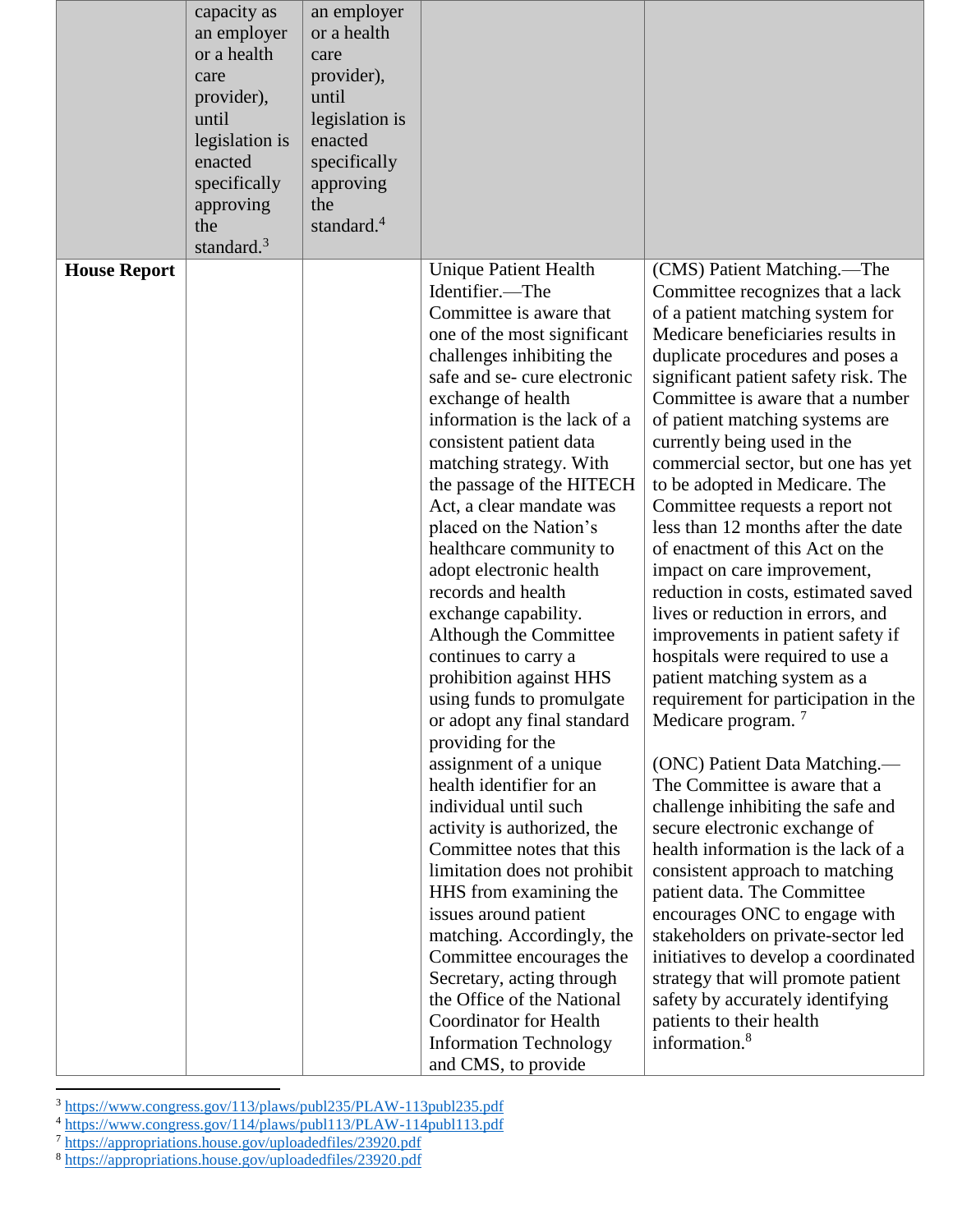| | | | | |
|---|---|---|---|---|
| | capacity as an employer or a health care provider), until legislation is enacted specifically approving the standard.[3] | an employer or a health care provider), until legislation is enacted specifically approving the standard.[4] | | |
| **House Report** | | | Unique Patient Health Identifier.—The Committee is aware that one of the most significant challenges inhibiting the safe and se- cure electronic exchange of health information is the lack of a consistent patient data matching strategy. With the passage of the HITECH Act, a clear mandate was placed on the Nation's healthcare community to adopt electronic health records and health exchange capability. Although the Committee continues to carry a prohibition against HHS using funds to promulgate or adopt any final standard providing for the assignment of a unique health identifier for an individual until such activity is authorized, the Committee notes that this limitation does not prohibit HHS from examining the issues around patient matching. Accordingly, the Committee encourages the Secretary, acting through the Office of the National Coordinator for Health Information Technology and CMS, to provide | (CMS) Patient Matching.—The Committee recognizes that a lack of a patient matching system for Medicare beneficiaries results in duplicate procedures and poses a significant patient safety risk. The Committee is aware that a number of patient matching systems are currently being used in the commercial sector, but one has yet to be adopted in Medicare. The Committee requests a report not less than 12 months after the date of enactment of this Act on the impact on care improvement, reduction in costs, estimated saved lives or reduction in errors, and improvements in patient safety if hospitals were required to use a patient matching system as a requirement for participation in the Medicare program. [7]<br><br>(ONC) Patient Data Matching.—The Committee is aware that a challenge inhibiting the safe and secure electronic exchange of health information is the lack of a consistent approach to matching patient data. The Committee encourages ONC to engage with stakeholders on private-sector led initiatives to develop a coordinated strategy that will promote patient safety by accurately identifying patients to their health information.[8] |

[3] https://www.congress.gov/113/plaws/publ235/PLAW-113publ235.pdf

[4] https://www.congress.gov/114/plaws/publ113/PLAW-114publ113.pdf

[7] https://appropriations.house.gov/uploadedfiles/23920.pdf

[8] https://appropriations.house.gov/uploadedfiles/23920.pdf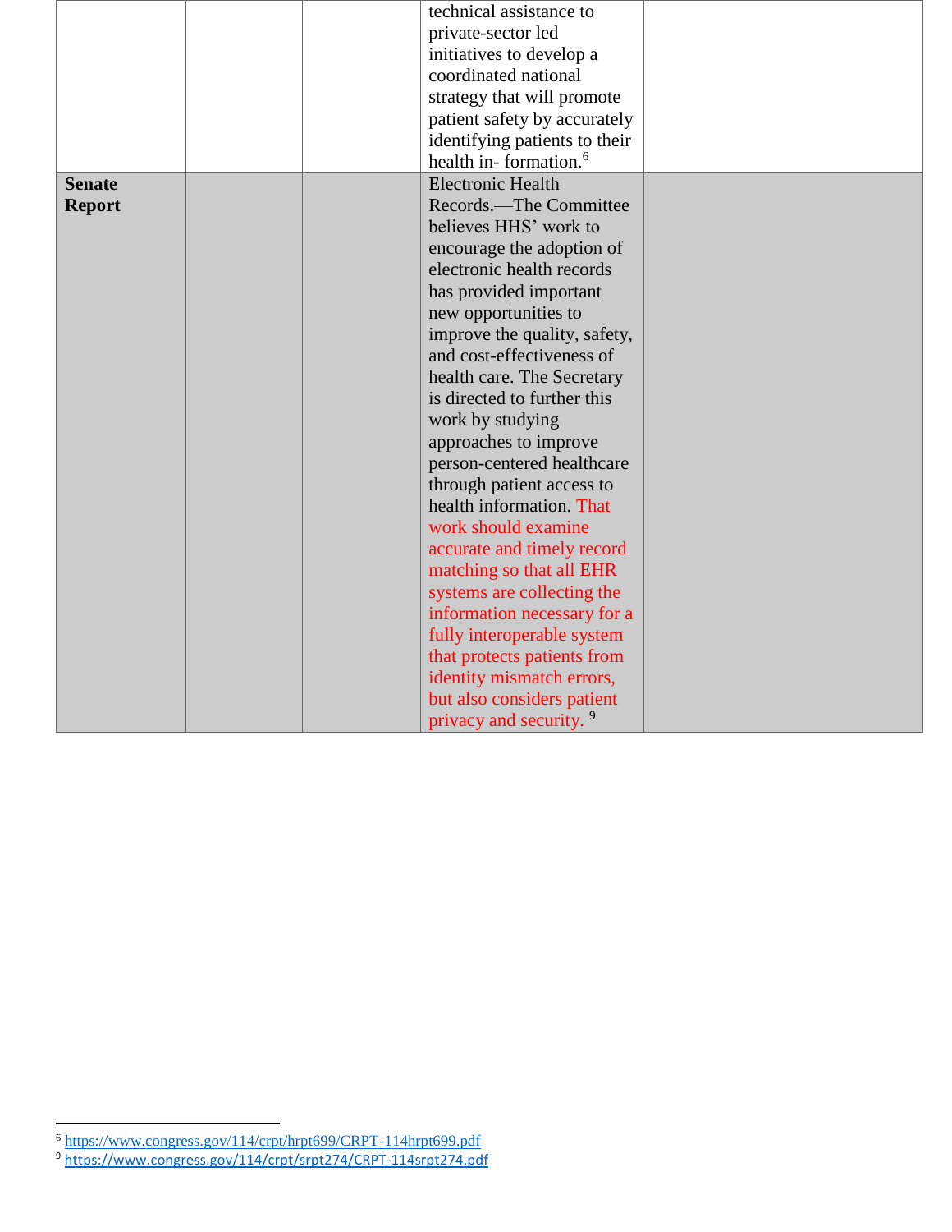| | | | | |
|---|---|---|---|---|
| | | | technical assistance to private-sector led initiatives to develop a coordinated national strategy that will promote patient safety by accurately identifying patients to their health in- formation.[6] | |
| **Senate Report** | | | Electronic Health Records.—The Committee believes HHS' work to encourage the adoption of electronic health records has provided important new opportunities to improve the quality, safety, and cost-effectiveness of health care. The Secretary is directed to further this work by studying approaches to improve person-centered healthcare through patient access to health information. That work should examine accurate and timely record matching so that all EHR systems are collecting the information necessary for a fully interoperable system that protects patients from identity mismatch errors, but also considers patient privacy and security. [9] | |

[6] https://www.congress.gov/114/crpt/hrpt699/CRPT-114hrpt699.pdf

[9] https://www.congress.gov/114/crpt/srpt274/CRPT-114srpt274.pdf